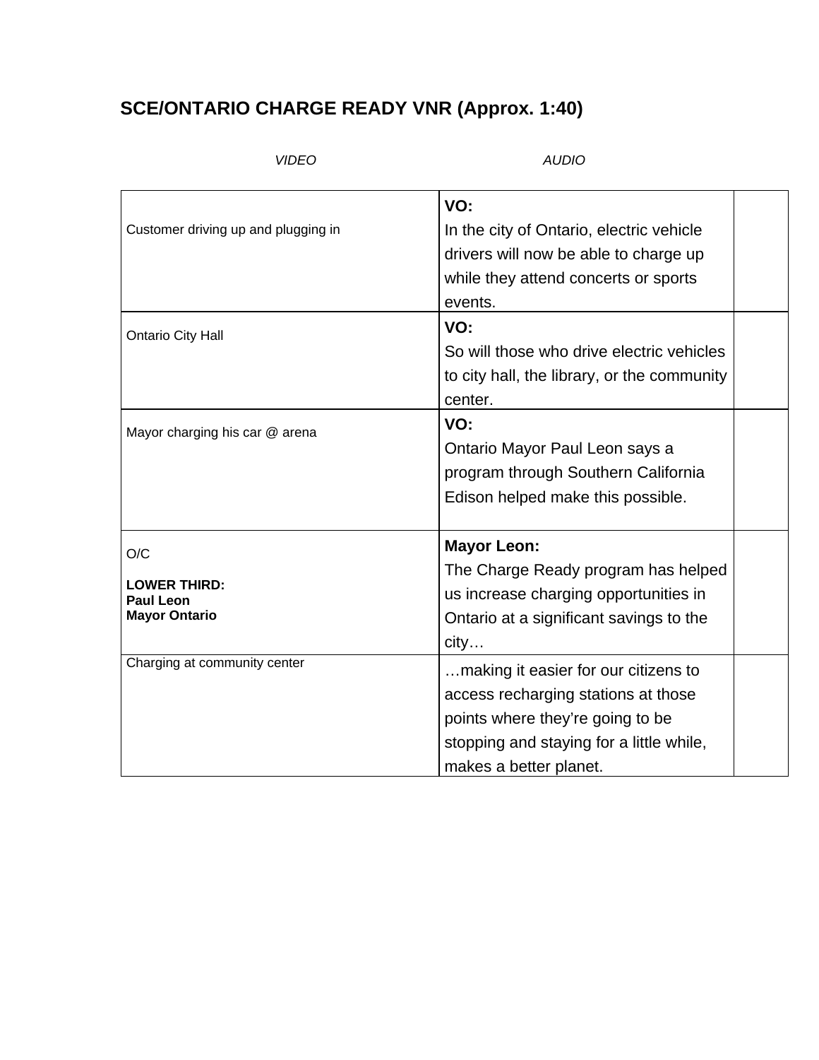# SCE/ONTARIO CHARGE READY VNR (Approx. 1:40)

| *VIDEO* | *AUDIO* | |
|---|---|---|
| Customer driving up and plugging in | **VO:** In the city of Ontario, electric vehicle drivers will now be able to charge up while they attend concerts or sports events. | |
| Ontario City Hall | **VO:** So will those who drive electric vehicles to city hall, the library, or the community center. | |
| Mayor charging his car @ arena | **VO:** Ontario Mayor Paul Leon says a program through Southern California Edison helped make this possible. | |
| O/C<br><br>**LOWER THIRD:**<br>**Paul Leon**<br>**Mayor Ontario** | **Mayor Leon:** The Charge Ready program has helped us increase charging opportunities in Ontario at a significant savings to the city… | |
| Charging at community center | …making it easier for our citizens to access recharging stations at those points where they're going to be stopping and staying for a little while, makes a better planet. | |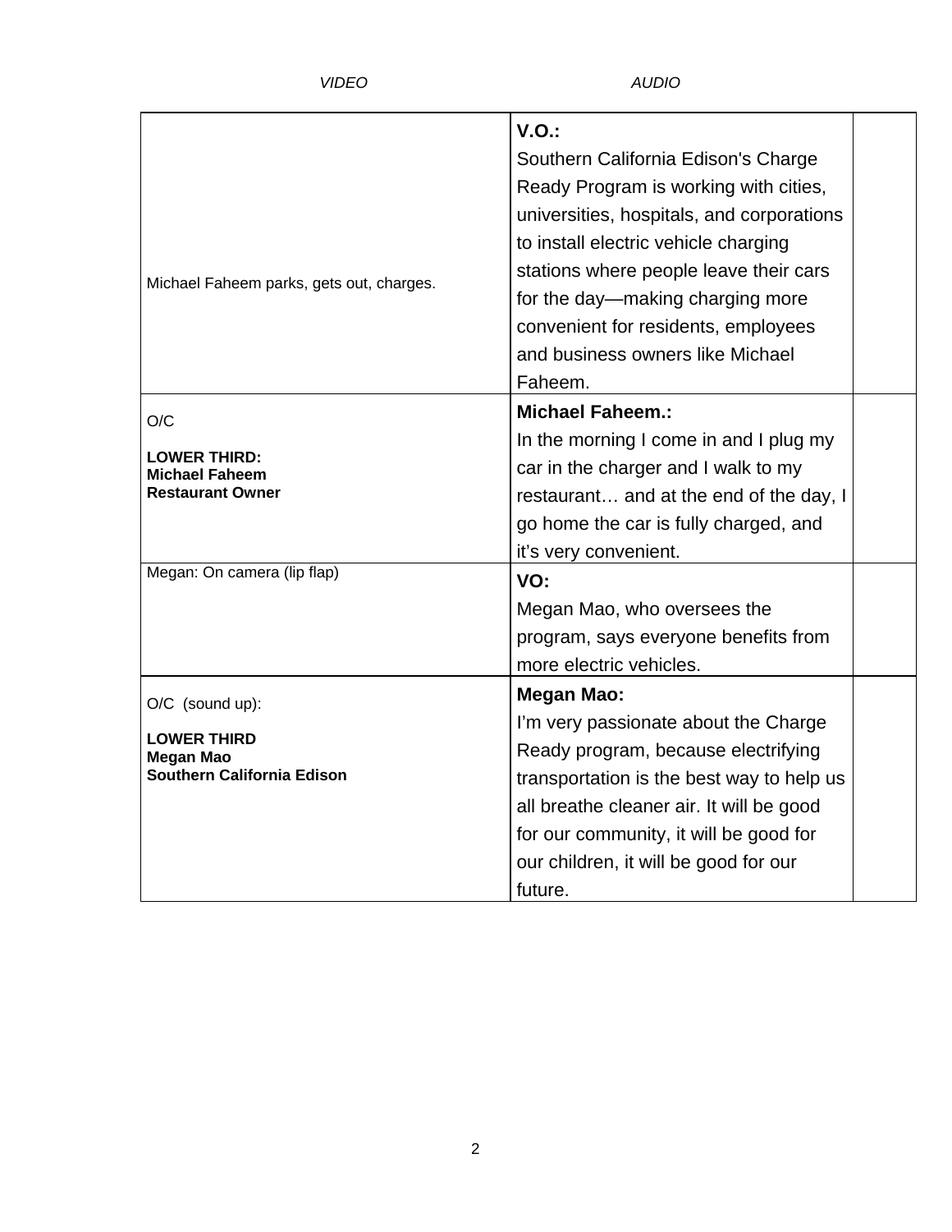| VIDEO | AUDIO | |
|---|---|---|
| Michael Faheem parks, gets out, charges. | **V.O.:**<br>Southern California Edison's Charge Ready Program is working with cities, universities, hospitals, and corporations to install electric vehicle charging stations where people leave their cars for the day—making charging more convenient for residents, employees and business owners like Michael Faheem. | |
| O/C<br><br>**LOWER THIRD:**<br>**Michael Faheem**<br>**Restaurant Owner** | **Michael Faheem.:**<br>In the morning I come in and I plug my car in the charger and I walk to my restaurant… and at the end of the day, I go home the car is fully charged, and it's very convenient. | |
| Megan: On camera (lip flap) | **VO:**<br>Megan Mao, who oversees the program, says everyone benefits from more electric vehicles. | |
| O/C (sound up):<br><br>**LOWER THIRD**<br>**Megan Mao**<br>**Southern California Edison** | **Megan Mao:**<br>I'm very passionate about the Charge Ready program, because electrifying transportation is the best way to help us all breathe cleaner air. It will be good for our community, it will be good for our children, it will be good for our future. | |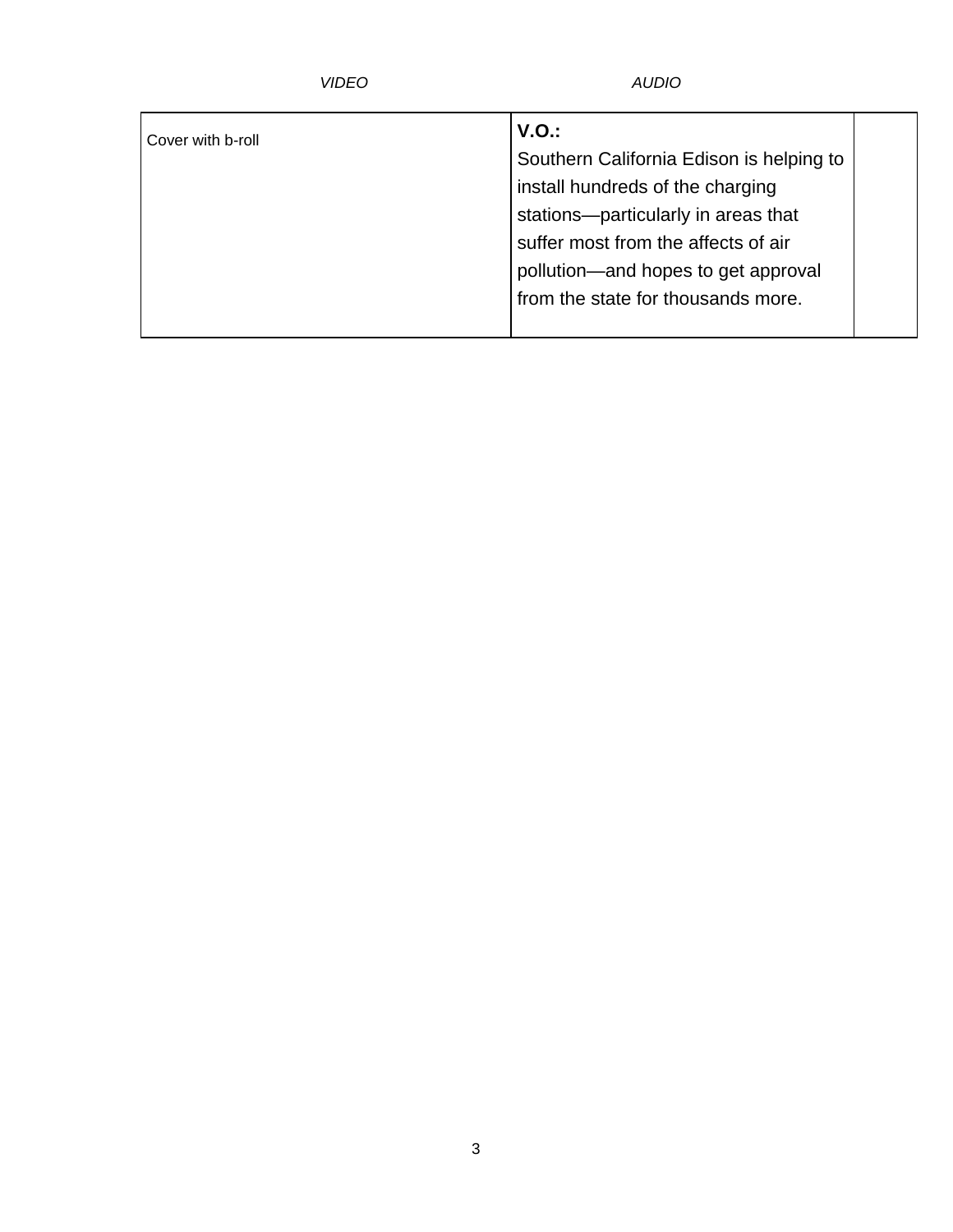| VIDEO | AUDIO | |
|---|---|---|
| Cover with b-roll | **V.O.:** Southern California Edison is helping to install hundreds of the charging stations—particularly in areas that suffer most from the affects of air pollution—and hopes to get approval from the state for thousands more. | |